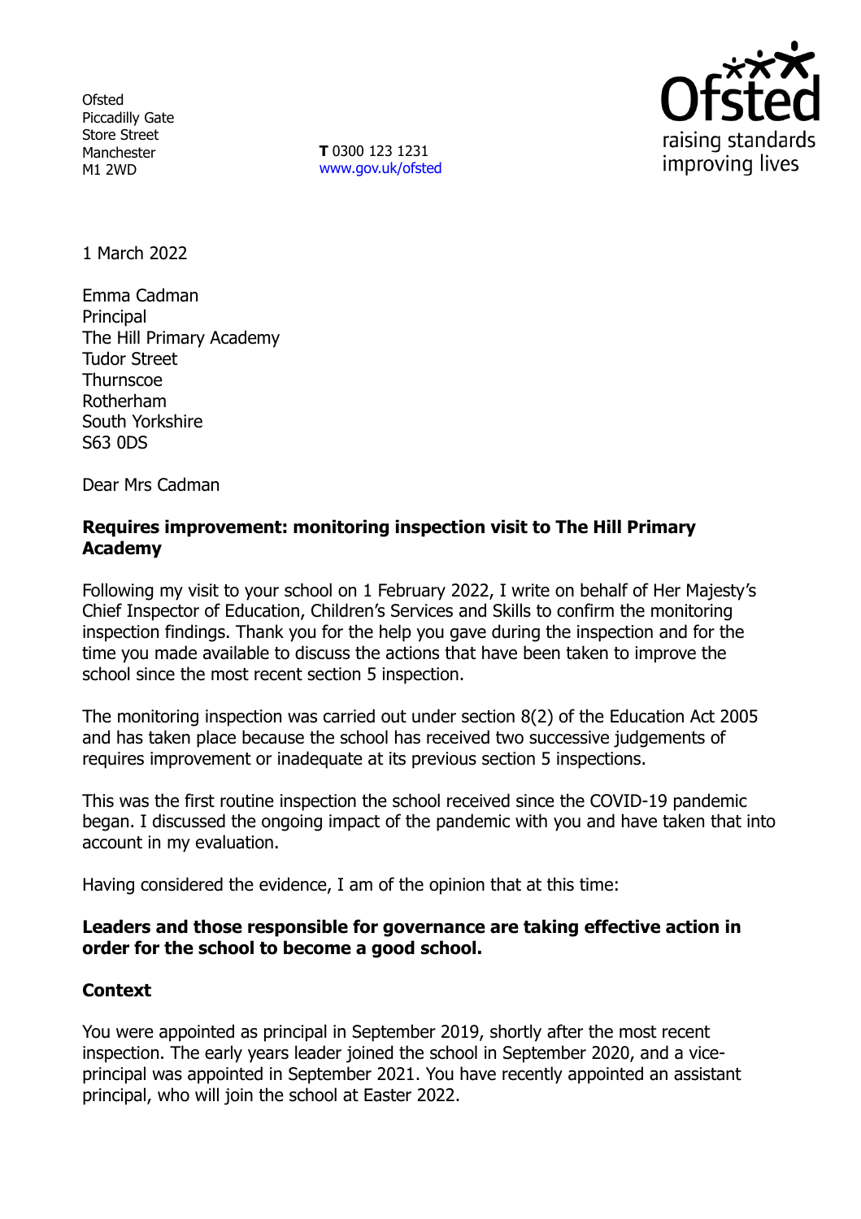Ofsted
Piccadilly Gate
Store Street
Manchester
M1 2WD

**T** 0300 123 1231
www.gov.uk/ofsted

1 March 2022

Emma Cadman
Principal
The Hill Primary Academy
Tudor Street
Thurnscoe
Rotherham
South Yorkshire
S63 0DS

Dear Mrs Cadman

**Requires improvement: monitoring inspection visit to The Hill Primary Academy**

Following my visit to your school on 1 February 2022, I write on behalf of Her Majesty's Chief Inspector of Education, Children's Services and Skills to confirm the monitoring inspection findings. Thank you for the help you gave during the inspection and for the time you made available to discuss the actions that have been taken to improve the school since the most recent section 5 inspection.

The monitoring inspection was carried out under section 8(2) of the Education Act 2005 and has taken place because the school has received two successive judgements of requires improvement or inadequate at its previous section 5 inspections.

This was the first routine inspection the school received since the COVID-19 pandemic began. I discussed the ongoing impact of the pandemic with you and have taken that into account in my evaluation.

Having considered the evidence, I am of the opinion that at this time:

**Leaders and those responsible for governance are taking effective action in order for the school to become a good school.**

**Context**

You were appointed as principal in September 2019, shortly after the most recent inspection. The early years leader joined the school in September 2020, and a vice-principal was appointed in September 2021. You have recently appointed an assistant principal, who will join the school at Easter 2022.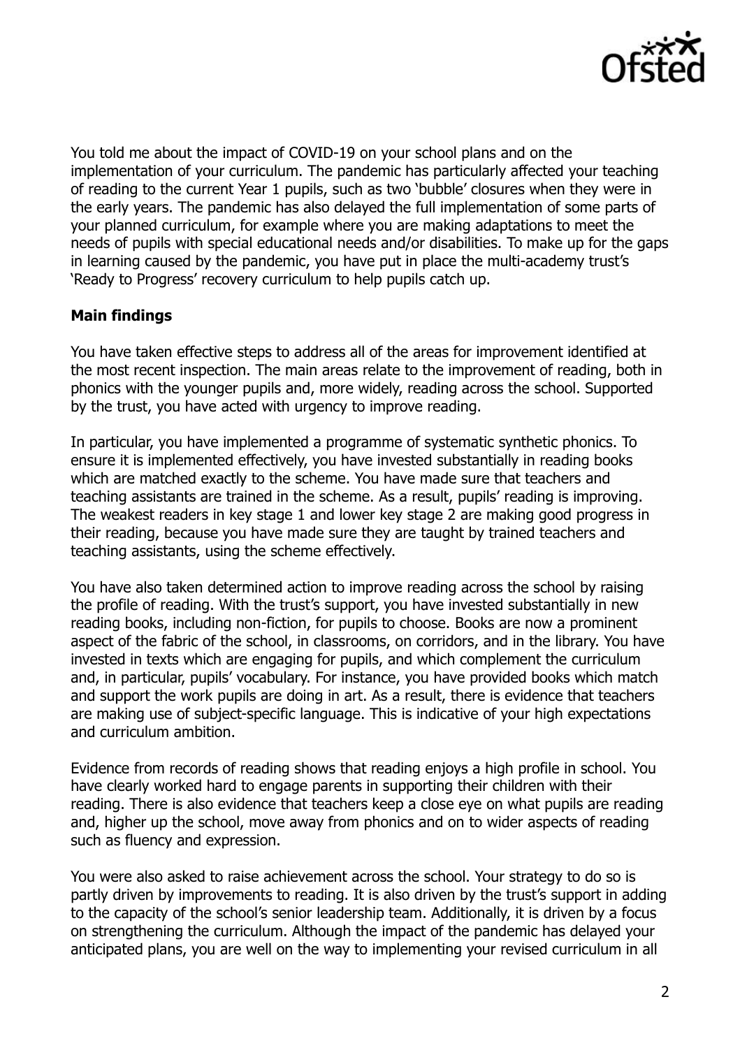You told me about the impact of COVID-19 on your school plans and on the implementation of your curriculum. The pandemic has particularly affected your teaching of reading to the current Year 1 pupils, such as two 'bubble' closures when they were in the early years. The pandemic has also delayed the full implementation of some parts of your planned curriculum, for example where you are making adaptations to meet the needs of pupils with special educational needs and/or disabilities. To make up for the gaps in learning caused by the pandemic, you have put in place the multi-academy trust's 'Ready to Progress' recovery curriculum to help pupils catch up.

**Main findings**

You have taken effective steps to address all of the areas for improvement identified at the most recent inspection. The main areas relate to the improvement of reading, both in phonics with the younger pupils and, more widely, reading across the school. Supported by the trust, you have acted with urgency to improve reading.

In particular, you have implemented a programme of systematic synthetic phonics. To ensure it is implemented effectively, you have invested substantially in reading books which are matched exactly to the scheme. You have made sure that teachers and teaching assistants are trained in the scheme. As a result, pupils' reading is improving. The weakest readers in key stage 1 and lower key stage 2 are making good progress in their reading, because you have made sure they are taught by trained teachers and teaching assistants, using the scheme effectively.

You have also taken determined action to improve reading across the school by raising the profile of reading. With the trust's support, you have invested substantially in new reading books, including non-fiction, for pupils to choose. Books are now a prominent aspect of the fabric of the school, in classrooms, on corridors, and in the library. You have invested in texts which are engaging for pupils, and which complement the curriculum and, in particular, pupils' vocabulary. For instance, you have provided books which match and support the work pupils are doing in art. As a result, there is evidence that teachers are making use of subject-specific language. This is indicative of your high expectations and curriculum ambition.

Evidence from records of reading shows that reading enjoys a high profile in school. You have clearly worked hard to engage parents in supporting their children with their reading. There is also evidence that teachers keep a close eye on what pupils are reading and, higher up the school, move away from phonics and on to wider aspects of reading such as fluency and expression.

You were also asked to raise achievement across the school. Your strategy to do so is partly driven by improvements to reading. It is also driven by the trust's support in adding to the capacity of the school's senior leadership team. Additionally, it is driven by a focus on strengthening the curriculum. Although the impact of the pandemic has delayed your anticipated plans, you are well on the way to implementing your revised curriculum in all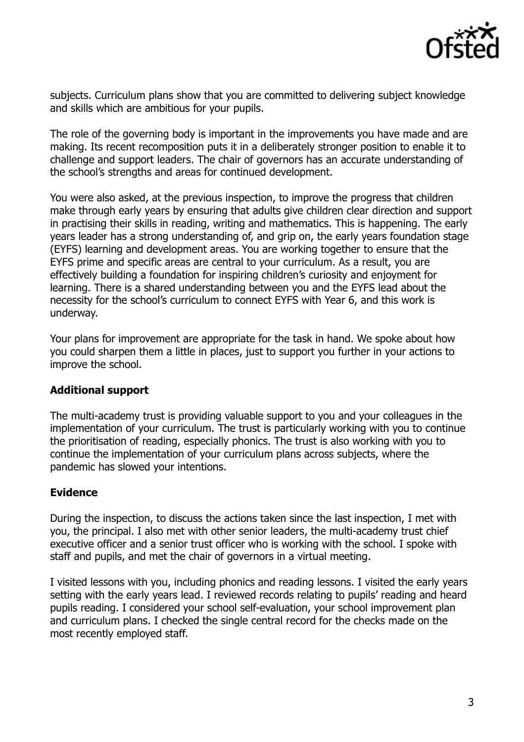subjects. Curriculum plans show that you are committed to delivering subject knowledge and skills which are ambitious for your pupils.

The role of the governing body is important in the improvements you have made and are making. Its recent recomposition puts it in a deliberately stronger position to enable it to challenge and support leaders. The chair of governors has an accurate understanding of the school's strengths and areas for continued development.

You were also asked, at the previous inspection, to improve the progress that children make through early years by ensuring that adults give children clear direction and support in practising their skills in reading, writing and mathematics. This is happening. The early years leader has a strong understanding of, and grip on, the early years foundation stage (EYFS) learning and development areas. You are working together to ensure that the EYFS prime and specific areas are central to your curriculum. As a result, you are effectively building a foundation for inspiring children's curiosity and enjoyment for learning. There is a shared understanding between you and the EYFS lead about the necessity for the school's curriculum to connect EYFS with Year 6, and this work is underway.

Your plans for improvement are appropriate for the task in hand. We spoke about how you could sharpen them a little in places, just to support you further in your actions to improve the school.

**Additional support**

The multi-academy trust is providing valuable support to you and your colleagues in the implementation of your curriculum. The trust is particularly working with you to continue the prioritisation of reading, especially phonics. The trust is also working with you to continue the implementation of your curriculum plans across subjects, where the pandemic has slowed your intentions.

**Evidence**

During the inspection, to discuss the actions taken since the last inspection, I met with you, the principal. I also met with other senior leaders, the multi-academy trust chief executive officer and a senior trust officer who is working with the school. I spoke with staff and pupils, and met the chair of governors in a virtual meeting.

I visited lessons with you, including phonics and reading lessons. I visited the early years setting with the early years lead. I reviewed records relating to pupils' reading and heard pupils reading. I considered your school self-evaluation, your school improvement plan and curriculum plans. I checked the single central record for the checks made on the most recently employed staff.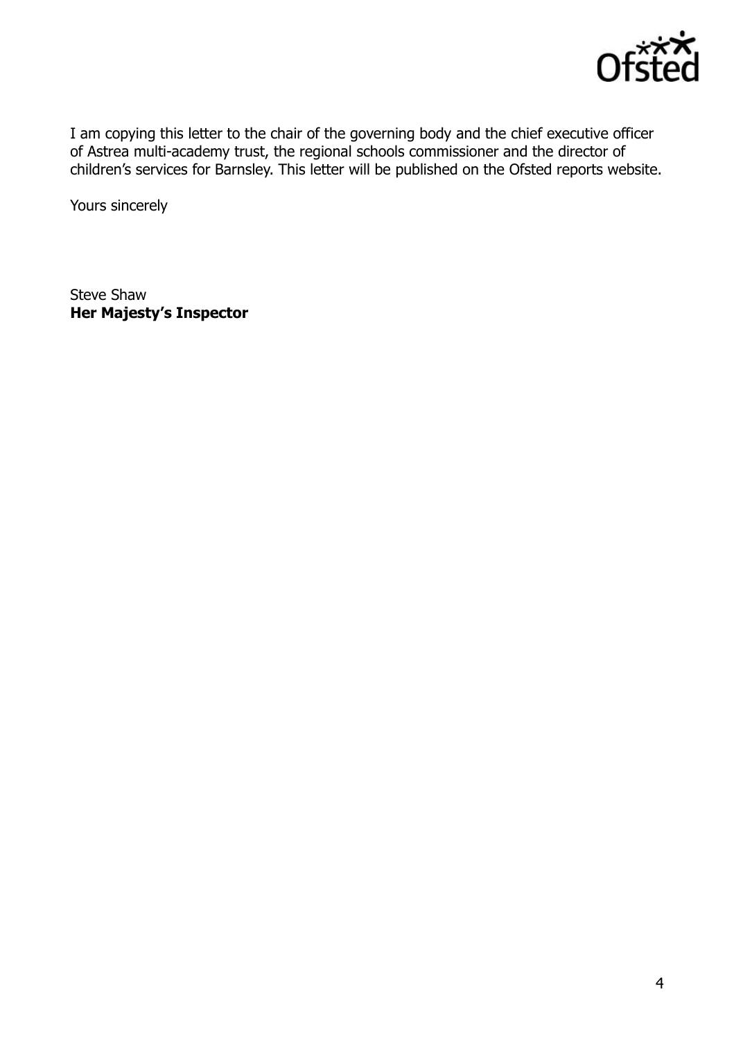I am copying this letter to the chair of the governing body and the chief executive officer of Astrea multi-academy trust, the regional schools commissioner and the director of children's services for Barnsley. This letter will be published on the Ofsted reports website.

Yours sincerely

Steve Shaw
**Her Majesty's Inspector**